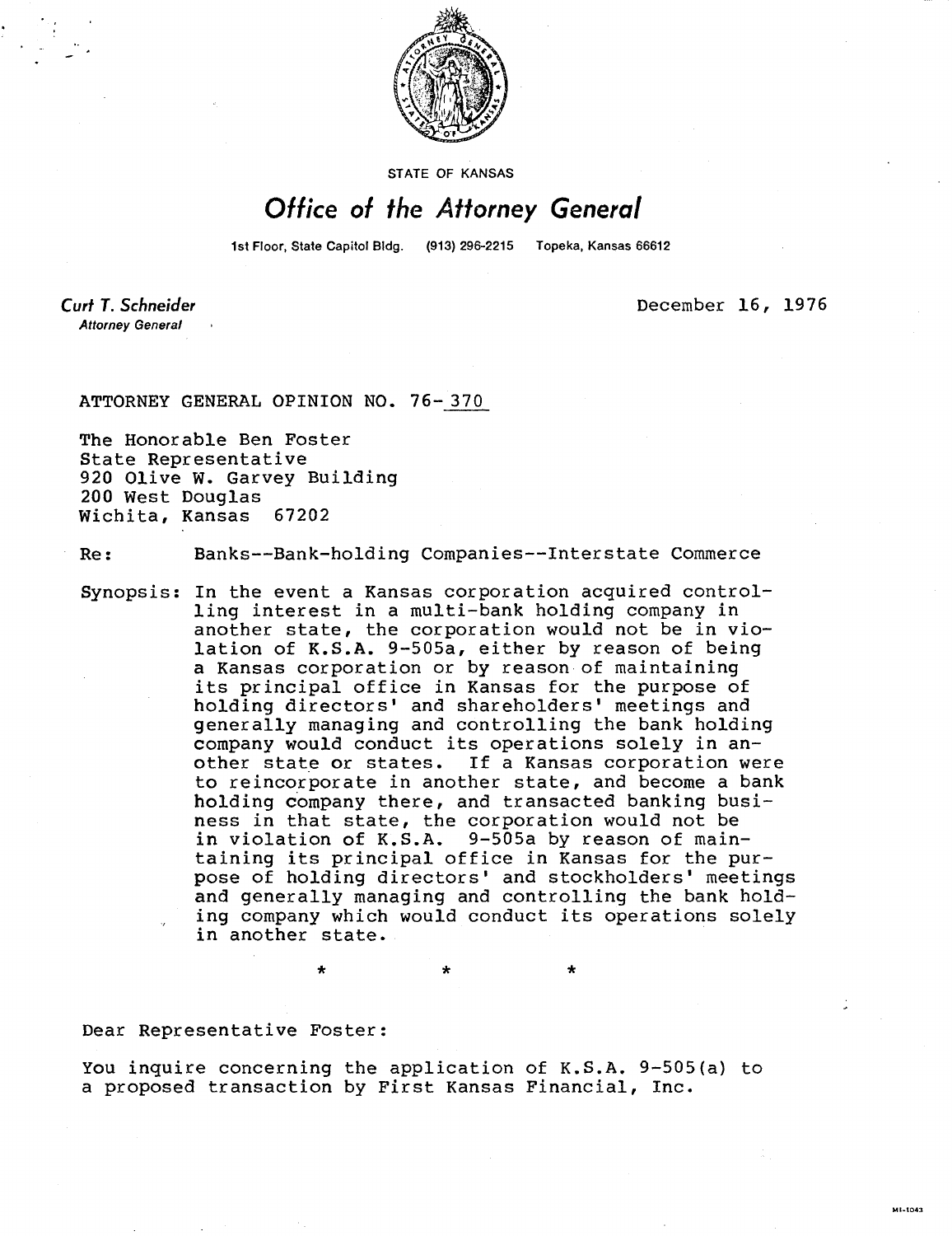STATE OF KANSAS

# Office of the Attorney General

1st Floor, State Capitol Bldg. (913) 296-2215 Topeka, Kansas 66612

**Curt T. Schneider**
*Attorney General*

December 16, 1976

ATTORNEY GENERAL OPINION NO. 76-370

The Honorable Ben Foster
State Representative
920 Olive W. Garvey Building
200 West Douglas
Wichita, Kansas 67202

Re: Banks--Bank-holding Companies--Interstate Commerce

Synopsis: In the event a Kansas corporation acquired controlling interest in a multi-bank holding company in another state, the corporation would not be in violation of K.S.A. 9-505a, either by reason of being a Kansas corporation or by reason of maintaining its principal office in Kansas for the purpose of holding directors' and shareholders' meetings and generally managing and controlling the bank holding company would conduct its operations solely in another state or states. If a Kansas corporation were to reincorporate in another state, and become a bank holding company there, and transacted banking business in that state, the corporation would not be in violation of K.S.A. 9-505a by reason of maintaining its principal office in Kansas for the purpose of holding directors' and stockholders' meetings and generally managing and controlling the bank holding company which would conduct its operations solely in another state.

\* \* \*

Dear Representative Foster:

You inquire concerning the application of K.S.A. 9-505(a) to a proposed transaction by First Kansas Financial, Inc.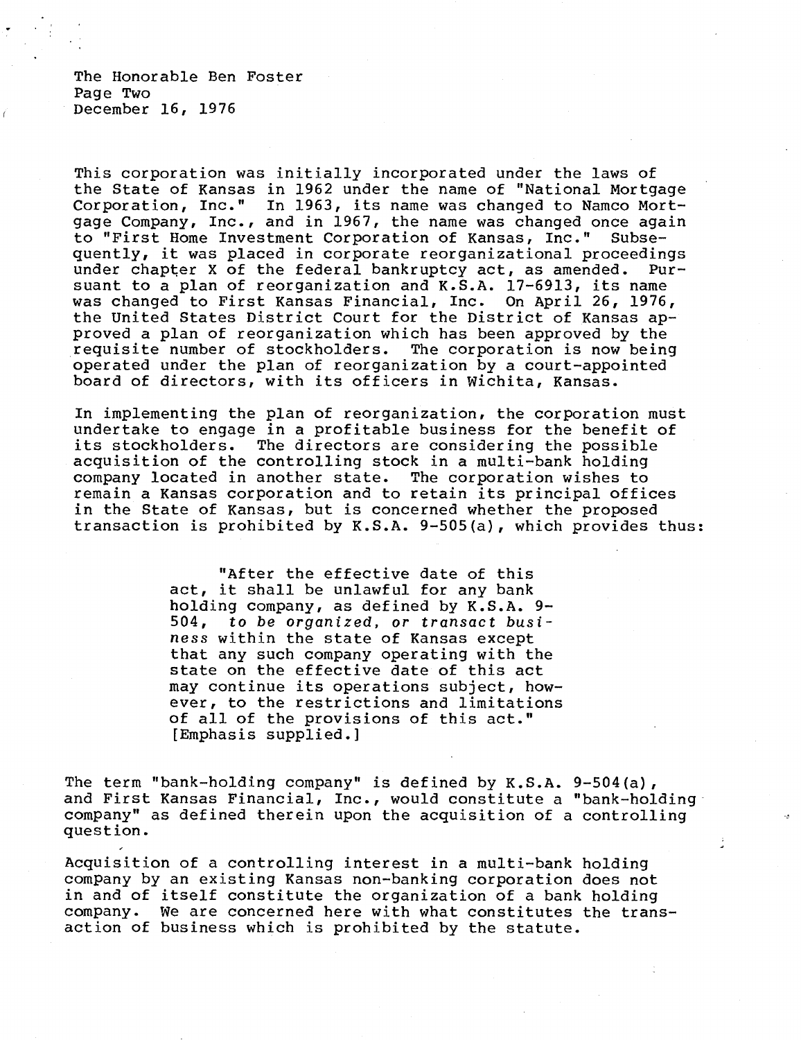The Honorable Ben Foster
Page Two
December 16, 1976

This corporation was initially incorporated under the laws of the State of Kansas in 1962 under the name of "National Mortgage Corporation, Inc." In 1963, its name was changed to Namco Mortgage Company, Inc., and in 1967, the name was changed once again to "First Home Investment Corporation of Kansas, Inc." Subsequently, it was placed in corporate reorganizational proceedings under chapter X of the federal bankruptcy act, as amended. Pursuant to a plan of reorganization and K.S.A. 17-6913, its name was changed to First Kansas Financial, Inc. On April 26, 1976, the United States District Court for the District of Kansas approved a plan of reorganization which has been approved by the requisite number of stockholders. The corporation is now being operated under the plan of reorganization by a court-appointed board of directors, with its officers in Wichita, Kansas.

In implementing the plan of reorganization, the corporation must undertake to engage in a profitable business for the benefit of its stockholders. The directors are considering the possible acquisition of the controlling stock in a multi-bank holding company located in another state. The corporation wishes to remain a Kansas corporation and to retain its principal offices in the State of Kansas, but is concerned whether the proposed transaction is prohibited by K.S.A. 9-505(a), which provides thus:

> "After the effective date of this act, it shall be unlawful for any bank holding company, as defined by K.S.A. 9-504, *to be organized, or transact business* within the state of Kansas except that any such company operating with the state on the effective date of this act may continue its operations subject, however, to the restrictions and limitations of all of the provisions of this act." [Emphasis supplied.]

The term "bank-holding company" is defined by K.S.A. 9-504(a), and First Kansas Financial, Inc., would constitute a "bank-holding company" as defined therein upon the acquisition of a controlling question.

Acquisition of a controlling interest in a multi-bank holding company by an existing Kansas non-banking corporation does not in and of itself constitute the organization of a bank holding company. We are concerned here with what constitutes the transaction of business which is prohibited by the statute.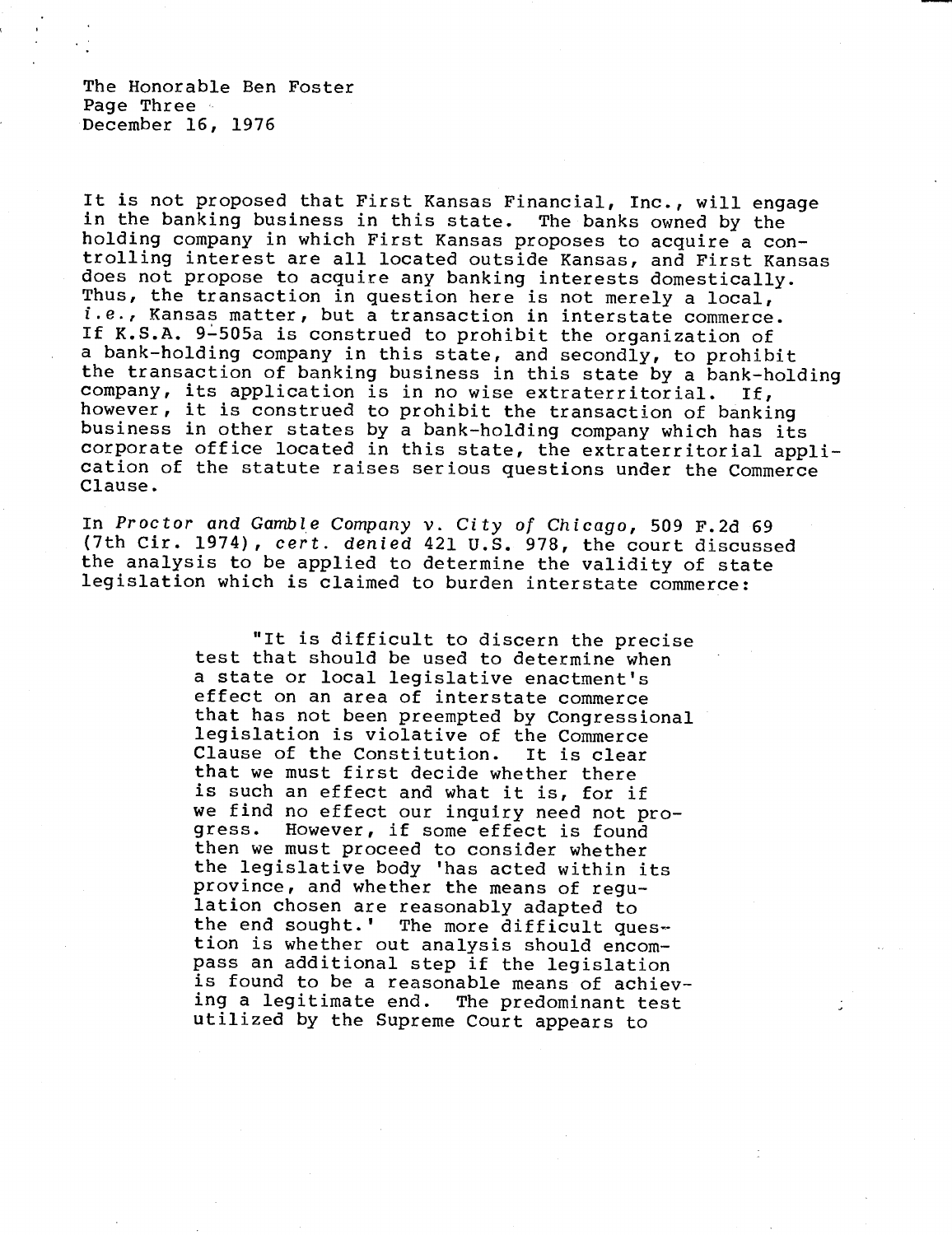The Honorable Ben Foster
Page Three
December 16, 1976

It is not proposed that First Kansas Financial, Inc., will engage in the banking business in this state. The banks owned by the holding company in which First Kansas proposes to acquire a controlling interest are all located outside Kansas, and First Kansas does not propose to acquire any banking interests domestically. Thus, the transaction in question here is not merely a local, *i.e.*, Kansas matter, but a transaction in interstate commerce. If K.S.A. 9-505a is construed to prohibit the organization of a bank-holding company in this state, and secondly, to prohibit the transaction of banking business in this state by a bank-holding company, its application is in no wise extraterritorial. If, however, it is construed to prohibit the transaction of banking business in other states by a bank-holding company which has its corporate office located in this state, the extraterritorial application of the statute raises serious questions under the Commerce Clause.

In *Proctor and Gamble Company v. City of Chicago*, 509 F.2d 69 (7th Cir. 1974), *cert. denied* 421 U.S. 978, the court discussed the analysis to be applied to determine the validity of state legislation which is claimed to burden interstate commerce:

> "It is difficult to discern the precise test that should be used to determine when a state or local legislative enactment's effect on an area of interstate commerce that has not been preempted by Congressional legislation is violative of the Commerce Clause of the Constitution. It is clear that we must first decide whether there is such an effect and what it is, for if we find no effect our inquiry need not progress. However, if some effect is found then we must proceed to consider whether the legislative body 'has acted within its province, and whether the means of regulation chosen are reasonably adapted to the end sought.' The more difficult question is whether out analysis should encompass an additional step if the legislation is found to be a reasonable means of achieving a legitimate end. The predominant test utilized by the Supreme Court appears to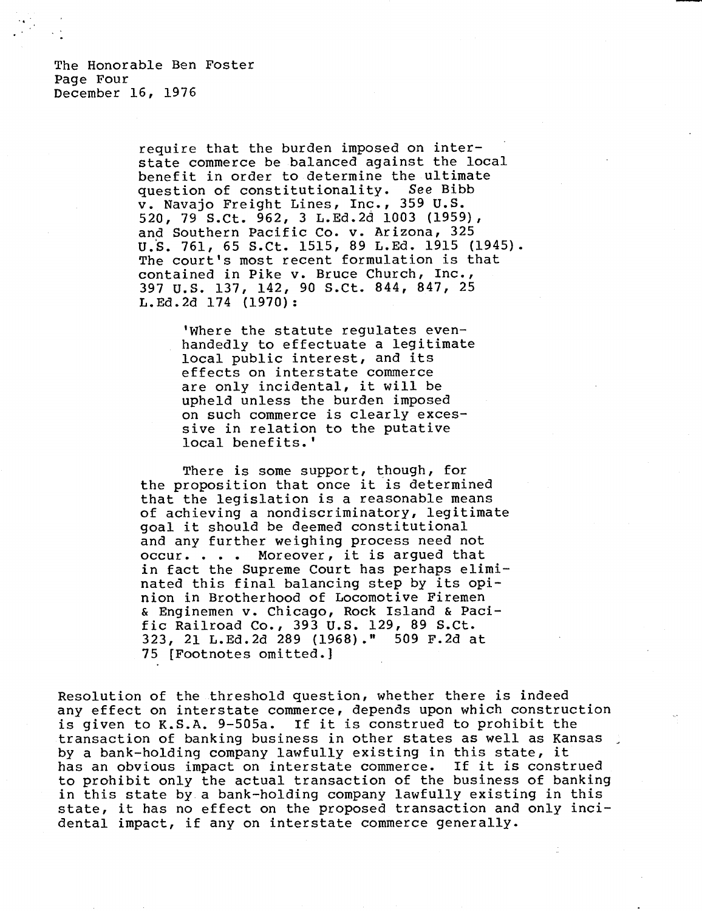The Honorable Ben Foster
Page Four
December 16, 1976

> require that the burden imposed on interstate commerce be balanced against the local benefit in order to determine the ultimate question of constitutionality. *See* Bibb v. Navajo Freight Lines, Inc., 359 U.S. 520, 79 S.Ct. 962, 3 L.Ed.2d 1003 (1959), and Southern Pacific Co. v. Arizona, 325 U.S. 761, 65 S.Ct. 1515, 89 L.Ed. 1915 (1945). The court's most recent formulation is that contained in Pike v. Bruce Church, Inc., 397 U.S. 137, 142, 90 S.Ct. 844, 847, 25 L.Ed.2d 174 (1970):
>
> > 'Where the statute regulates evenhandedly to effectuate a legitimate local public interest, and its effects on interstate commerce are only incidental, it will be upheld unless the burden imposed on such commerce is clearly excessive in relation to the putative local benefits.'
>
> There is some support, though, for the proposition that once it is determined that the legislation is a reasonable means of achieving a nondiscriminatory, legitimate goal it should be deemed constitutional and any further weighing process need not occur. . . . Moreover, it is argued that in fact the Supreme Court has perhaps eliminated this final balancing step by its opinion in Brotherhood of Locomotive Firemen & Enginemen v. Chicago, Rock Island & Pacific Railroad Co., 393 U.S. 129, 89 S.Ct. 323, 21 L.Ed.2d 289 (1968)." 509 F.2d at 75 [Footnotes omitted.]

Resolution of the threshold question, whether there is indeed any effect on interstate commerce, depends upon which construction is given to K.S.A. 9-505a. If it is construed to prohibit the transaction of banking business in other states as well as Kansas by a bank-holding company lawfully existing in this state, it has an obvious impact on interstate commerce. If it is construed to prohibit only the actual transaction of the business of banking in this state by a bank-holding company lawfully existing in this state, it has no effect on the proposed transaction and only incidental impact, if any on interstate commerce generally.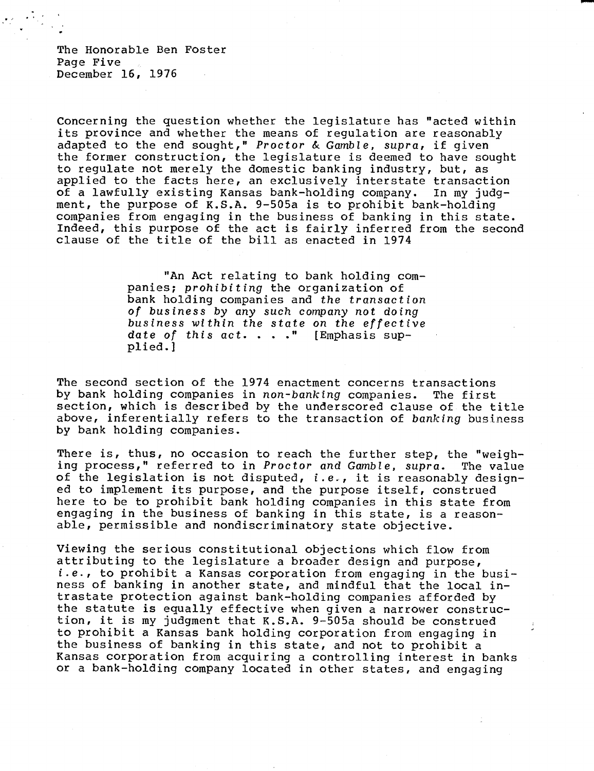The Honorable Ben Foster
Page Five
December 16, 1976

Concerning the question whether the legislature has "acted within its province and whether the means of regulation are reasonably adapted to the end sought," *Proctor & Gamble, supra*, if given the former construction, the legislature is deemed to have sought to regulate not merely the domestic banking industry, but, as applied to the facts here, an exclusively interstate transaction of a lawfully existing Kansas bank-holding company. In my judgment, the purpose of K.S.A. 9-505a is to prohibit bank-holding companies from engaging in the business of banking in this state. Indeed, this purpose of the act is fairly inferred from the second clause of the title of the bill as enacted in 1974

> "An Act relating to bank holding companies; *prohibiting* the organization of bank holding companies and *the transaction of business by any such company not doing business within the state on the effective date of this act. . . .*" [Emphasis supplied.]

The second section of the 1974 enactment concerns transactions by bank holding companies in *non-banking* companies. The first section, which is described by the underscored clause of the title above, inferentially refers to the transaction of *banking* business by bank holding companies.

There is, thus, no occasion to reach the further step, the "weighing process," referred to in *Proctor and Gamble, supra*. The value of the legislation is not disputed, *i.e.*, it is reasonably designed to implement its purpose, and the purpose itself, construed here to be to prohibit bank holding companies in this state from engaging in the business of banking in this state, is a reasonable, permissible and nondiscriminatory state objective.

Viewing the serious constitutional objections which flow from attributing to the legislature a broader design and purpose, *i.e.*, to prohibit a Kansas corporation from engaging in the business of banking in another state, and mindful that the local intrastate protection against bank-holding companies afforded by the statute is equally effective when given a narrower construction, it is my judgment that K.S.A. 9-505a should be construed to prohibit a Kansas bank holding corporation from engaging in the business of banking in this state, and not to prohibit a Kansas corporation from acquiring a controlling interest in banks or a bank-holding company located in other states, and engaging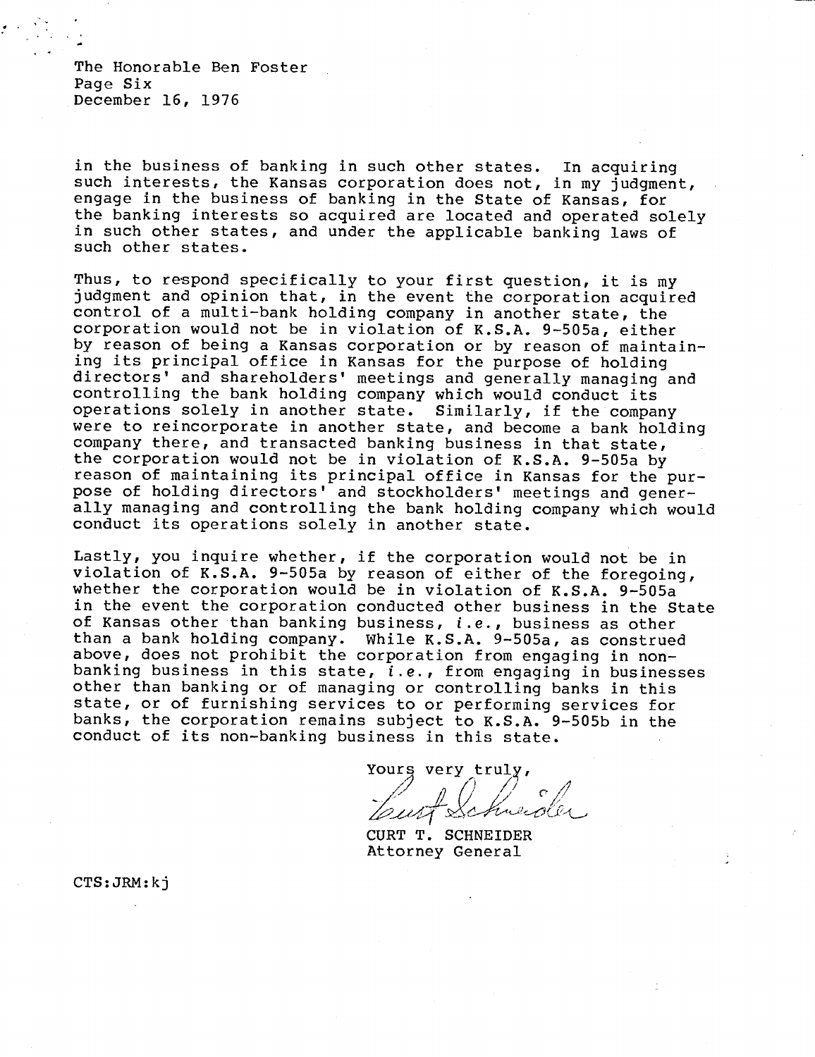in the business of banking in such other states. In acquiring such interests, the Kansas corporation does not, in my judgment, engage in the business of banking in the State of Kansas, for the banking interests so acquired are located and operated solely in such other states, and under the applicable banking laws of such other states.

Thus, to respond specifically to your first question, it is my judgment and opinion that, in the event the corporation acquired control of a multi-bank holding company in another state, the corporation would not be in violation of K.S.A. 9-505a, either by reason of being a Kansas corporation or by reason of maintaining its principal office in Kansas for the purpose of holding directors' and shareholders' meetings and generally managing and controlling the bank holding company which would conduct its operations solely in another state. Similarly, if the company were to reincorporate in another state, and become a bank holding company there, and transacted banking business in that state, the corporation would not be in violation of K.S.A. 9-505a by reason of maintaining its principal office in Kansas for the purpose of holding directors' and stockholders' meetings and generally managing and controlling the bank holding company which would conduct its operations solely in another state.

Lastly, you inquire whether, if the corporation would not be in violation of K.S.A. 9-505a by reason of either of the foregoing, whether the corporation would be in violation of K.S.A. 9-505a in the event the corporation conducted other business in the State of Kansas other than banking business, *i.e.*, business as other than a bank holding company. While K.S.A. 9-505a, as construed above, does not prohibit the corporation from engaging in non-banking business in this state, *i.e.*, from engaging in businesses other than banking or of managing or controlling banks in this state, or of furnishing services to or performing services for banks, the corporation remains subject to K.S.A. 9-505b in the conduct of its non-banking business in this state.

Yours very truly,

CURT T. SCHNEIDER
Attorney General

CTS:JRM:kj